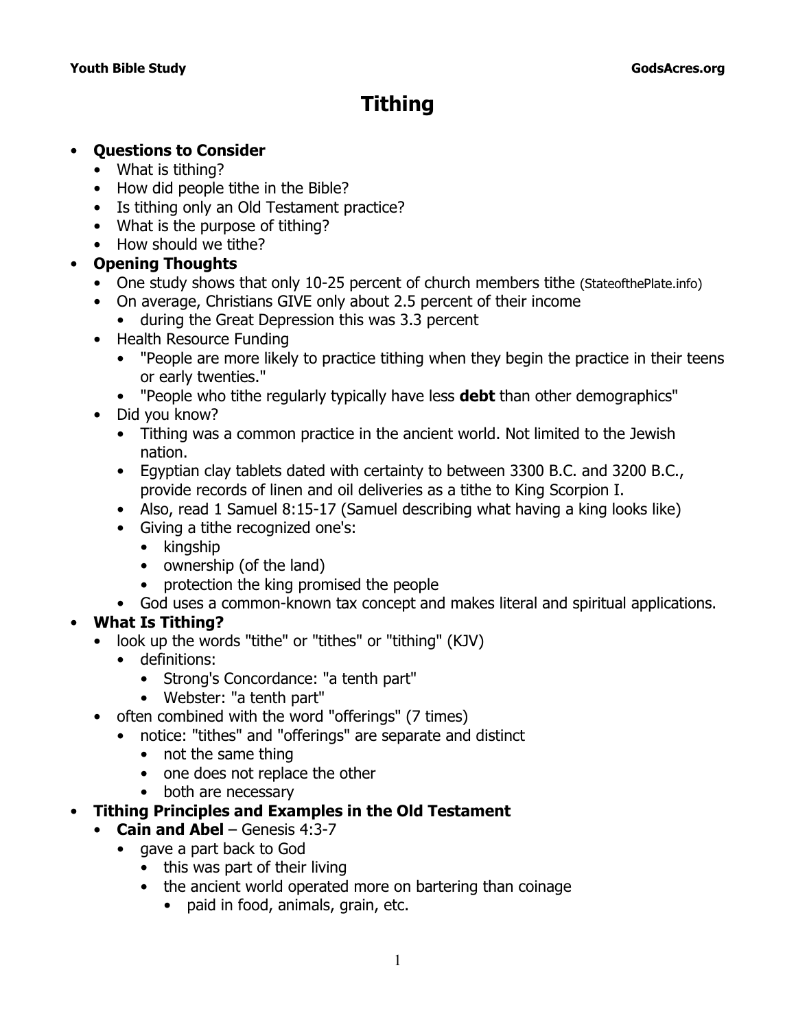# Tithing

- **Questions to Consider**
  - What is tithing?
  - How did people tithe in the Bible?
  - Is tithing only an Old Testament practice?
  - What is the purpose of tithing?
  - How should we tithe?
- **Opening Thoughts**
  - One study shows that only 10-25 percent of church members tithe (StateofthePlate.info)
  - On average, Christians GIVE only about 2.5 percent of their income
    - during the Great Depression this was 3.3 percent
  - Health Resource Funding
    - "People are more likely to practice tithing when they begin the practice in their teens or early twenties."
    - "People who tithe regularly typically have less **debt** than other demographics"
  - Did you know?
    - Tithing was a common practice in the ancient world. Not limited to the Jewish nation.
    - Egyptian clay tablets dated with certainty to between 3300 B.C. and 3200 B.C., provide records of linen and oil deliveries as a tithe to King Scorpion I.
    - Also, read 1 Samuel 8:15-17 (Samuel describing what having a king looks like)
    - Giving a tithe recognized one's:
      - kingship
      - ownership (of the land)
      - protection the king promised the people
    - God uses a common-known tax concept and makes literal and spiritual applications.
- **What Is Tithing?**
  - look up the words "tithe" or "tithes" or "tithing" (KJV)
    - definitions:
      - Strong's Concordance: "a tenth part"
      - Webster: "a tenth part"
  - often combined with the word "offerings" (7 times)
    - notice: "tithes" and "offerings" are separate and distinct
      - not the same thing
      - one does not replace the other
      - both are necessary
- **Tithing Principles and Examples in the Old Testament**
  - **Cain and Abel** – Genesis 4:3-7
    - gave a part back to God
      - this was part of their living
      - the ancient world operated more on bartering than coinage
        - paid in food, animals, grain, etc.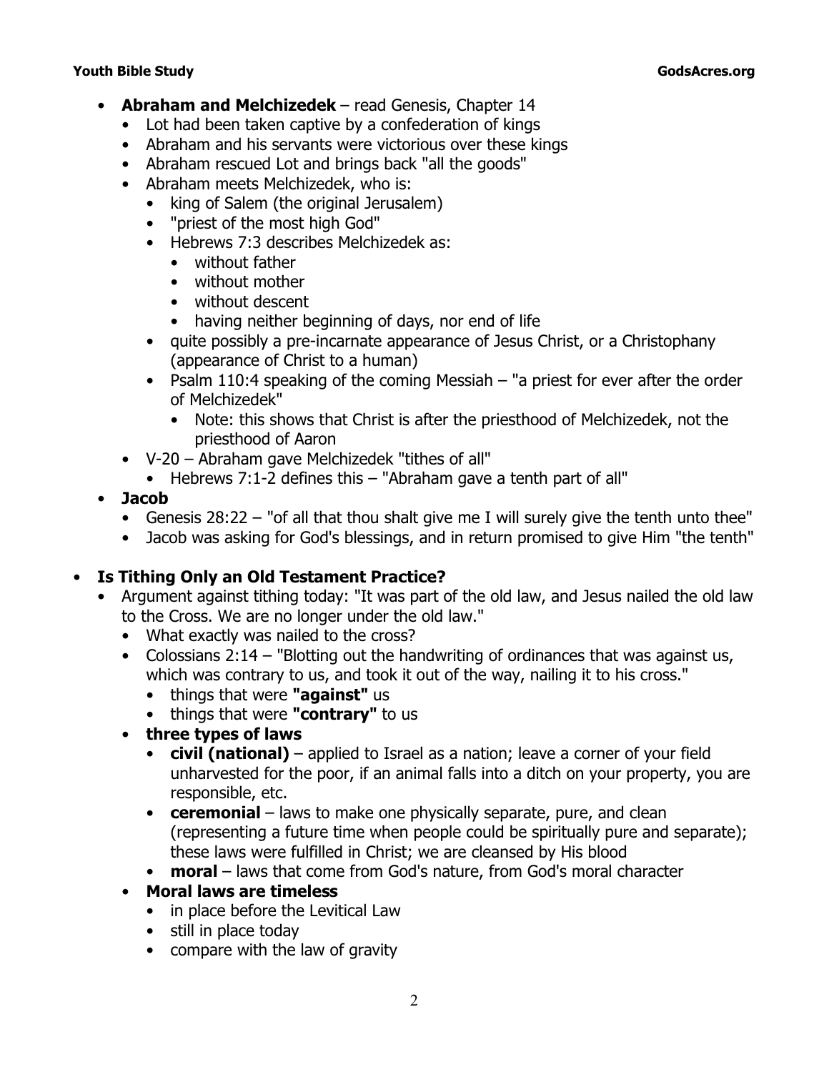- **Abraham and Melchizedek** – read Genesis, Chapter 14
  - Lot had been taken captive by a confederation of kings
  - Abraham and his servants were victorious over these kings
  - Abraham rescued Lot and brings back "all the goods"
  - Abraham meets Melchizedek, who is:
    - king of Salem (the original Jerusalem)
    - "priest of the most high God"
    - Hebrews 7:3 describes Melchizedek as:
      - without father
      - without mother
      - without descent
      - having neither beginning of days, nor end of life
    - quite possibly a pre-incarnate appearance of Jesus Christ, or a Christophany (appearance of Christ to a human)
    - Psalm 110:4 speaking of the coming Messiah – "a priest for ever after the order of Melchizedek"
      - Note: this shows that Christ is after the priesthood of Melchizedek, not the priesthood of Aaron
  - V-20 – Abraham gave Melchizedek "tithes of all"
    - Hebrews 7:1-2 defines this – "Abraham gave a tenth part of all"
- **Jacob**
  - Genesis 28:22 – "of all that thou shalt give me I will surely give the tenth unto thee"
  - Jacob was asking for God's blessings, and in return promised to give Him "the tenth"

- **Is Tithing Only an Old Testament Practice?**
  - Argument against tithing today: "It was part of the old law, and Jesus nailed the old law to the Cross. We are no longer under the old law."
    - What exactly was nailed to the cross?
    - Colossians 2:14 – "Blotting out the handwriting of ordinances that was against us, which was contrary to us, and took it out of the way, nailing it to his cross."
      - things that were **"against"** us
      - things that were **"contrary"** to us
    - **three types of laws**
      - **civil (national)** – applied to Israel as a nation; leave a corner of your field unharvested for the poor, if an animal falls into a ditch on your property, you are responsible, etc.
      - **ceremonial** – laws to make one physically separate, pure, and clean (representing a future time when people could be spiritually pure and separate); these laws were fulfilled in Christ; we are cleansed by His blood
      - **moral** – laws that come from God's nature, from God's moral character
    - **Moral laws are timeless**
      - in place before the Levitical Law
      - still in place today
      - compare with the law of gravity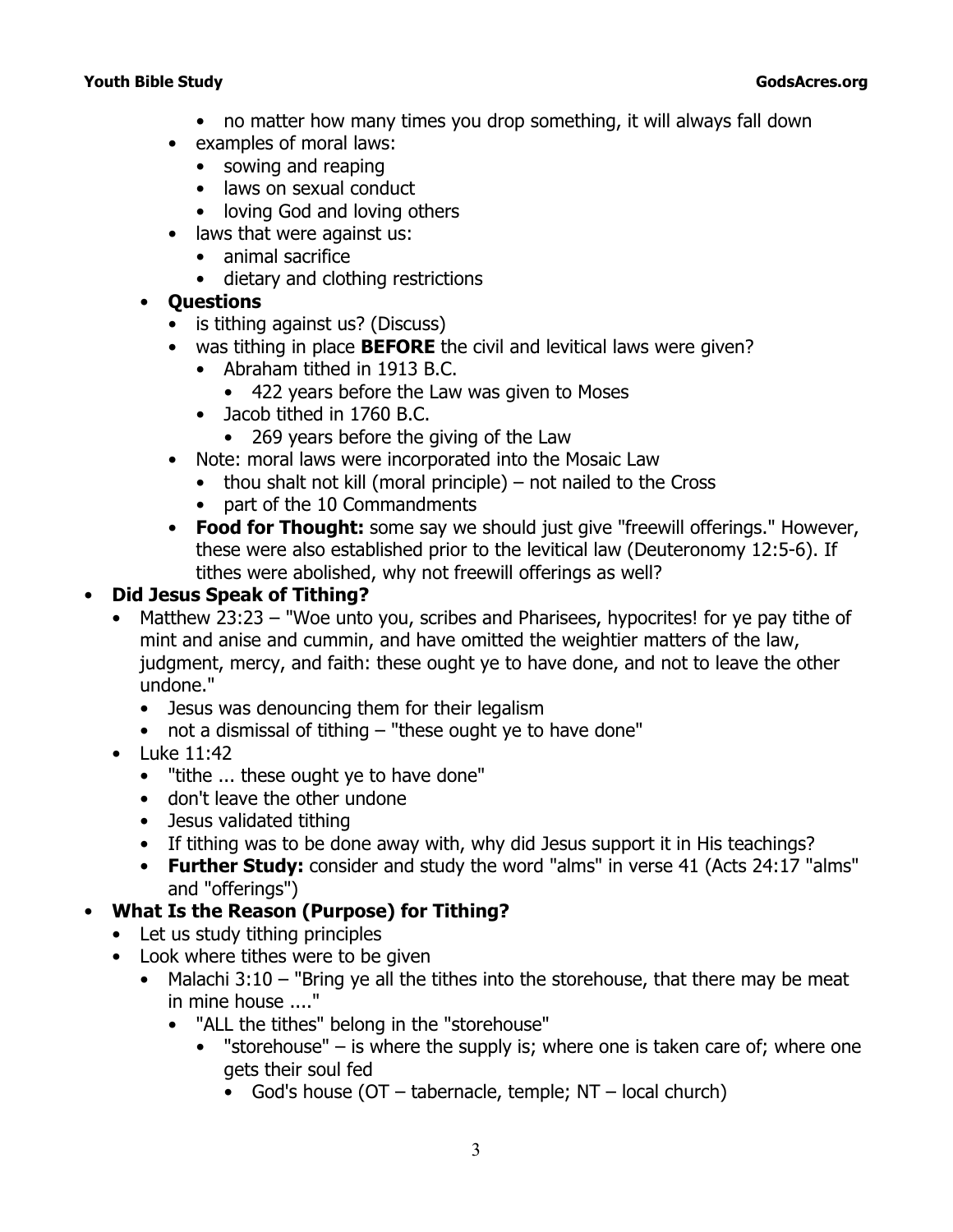- no matter how many times you drop something, it will always fall down
    - examples of moral laws:
        - sowing and reaping
        - laws on sexual conduct
        - loving God and loving others
    - laws that were against us:
        - animal sacrifice
        - dietary and clothing restrictions
    - **Questions**
        - is tithing against us? (Discuss)
        - was tithing in place **BEFORE** the civil and levitical laws were given?
            - Abraham tithed in 1913 B.C.
                - 422 years before the Law was given to Moses
            - Jacob tithed in 1760 B.C.
                - 269 years before the giving of the Law
        - Note: moral laws were incorporated into the Mosaic Law
            - thou shalt not kill (moral principle) – not nailed to the Cross
            - part of the 10 Commandments
        - **Food for Thought:** some say we should just give "freewill offerings." However, these were also established prior to the levitical law (Deuteronomy 12:5-6). If tithes were abolished, why not freewill offerings as well?
- **Did Jesus Speak of Tithing?**
    - Matthew 23:23 – "Woe unto you, scribes and Pharisees, hypocrites! for ye pay tithe of mint and anise and cummin, and have omitted the weightier matters of the law, judgment, mercy, and faith: these ought ye to have done, and not to leave the other undone."
        - Jesus was denouncing them for their legalism
        - not a dismissal of tithing – "these ought ye to have done"
    - Luke 11:42
        - "tithe ... these ought ye to have done"
        - don't leave the other undone
        - Jesus validated tithing
        - If tithing was to be done away with, why did Jesus support it in His teachings?
        - **Further Study:** consider and study the word "alms" in verse 41 (Acts 24:17 "alms" and "offerings")
- **What Is the Reason (Purpose) for Tithing?**
    - Let us study tithing principles
    - Look where tithes were to be given
        - Malachi 3:10 – "Bring ye all the tithes into the storehouse, that there may be meat in mine house ...."
            - "ALL the tithes" belong in the "storehouse"
                - "storehouse" – is where the supply is; where one is taken care of; where one gets their soul fed
                    - God's house (OT – tabernacle, temple; NT – local church)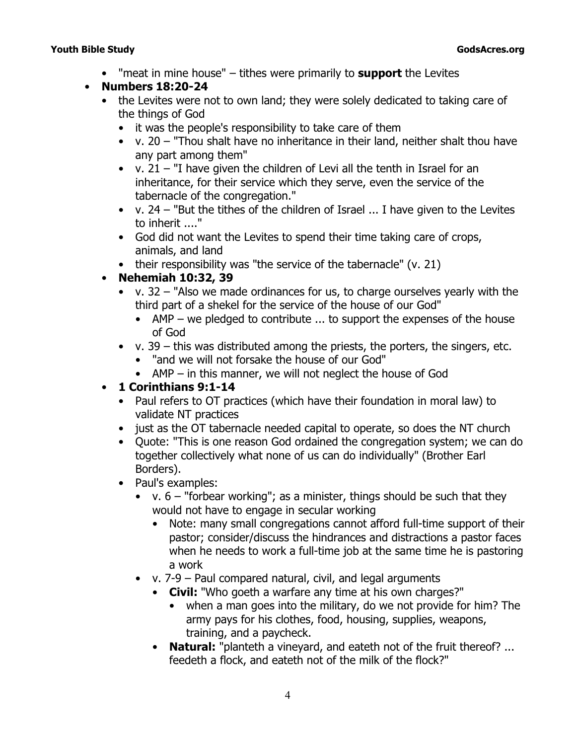- "meat in mine house" – tithes were primarily to **support** the Levites

- **Numbers 18:20-24**
  - the Levites were not to own land; they were solely dedicated to taking care of the things of God
    - it was the people's responsibility to take care of them
    - v. 20 – "Thou shalt have no inheritance in their land, neither shalt thou have any part among them"
    - v. 21 – "I have given the children of Levi all the tenth in Israel for an inheritance, for their service which they serve, even the service of the tabernacle of the congregation."
    - v. 24 – "But the tithes of the children of Israel ... I have given to the Levites to inherit ...."
    - God did not want the Levites to spend their time taking care of crops, animals, and land
    - their responsibility was "the service of the tabernacle" (v. 21)

- **Nehemiah 10:32, 39**
  - v. 32 – "Also we made ordinances for us, to charge ourselves yearly with the third part of a shekel for the service of the house of our God"
    - AMP – we pledged to contribute ... to support the expenses of the house of God
  - v. 39 – this was distributed among the priests, the porters, the singers, etc.
    - "and we will not forsake the house of our God"
    - AMP – in this manner, we will not neglect the house of God

- **1 Corinthians 9:1-14**
  - Paul refers to OT practices (which have their foundation in moral law) to validate NT practices
  - just as the OT tabernacle needed capital to operate, so does the NT church
  - Quote: "This is one reason God ordained the congregation system; we can do together collectively what none of us can do individually" (Brother Earl Borders).
  - Paul's examples:
    - v. 6 – "forbear working"; as a minister, things should be such that they would not have to engage in secular working
      - Note: many small congregations cannot afford full-time support of their pastor; consider/discuss the hindrances and distractions a pastor faces when he needs to work a full-time job at the same time he is pastoring a work
    - v. 7-9 – Paul compared natural, civil, and legal arguments
      - **Civil:** "Who goeth a warfare any time at his own charges?"
        - when a man goes into the military, do we not provide for him? The army pays for his clothes, food, housing, supplies, weapons, training, and a paycheck.
      - **Natural:** "planteth a vineyard, and eateth not of the fruit thereof? ... feedeth a flock, and eateth not of the milk of the flock?"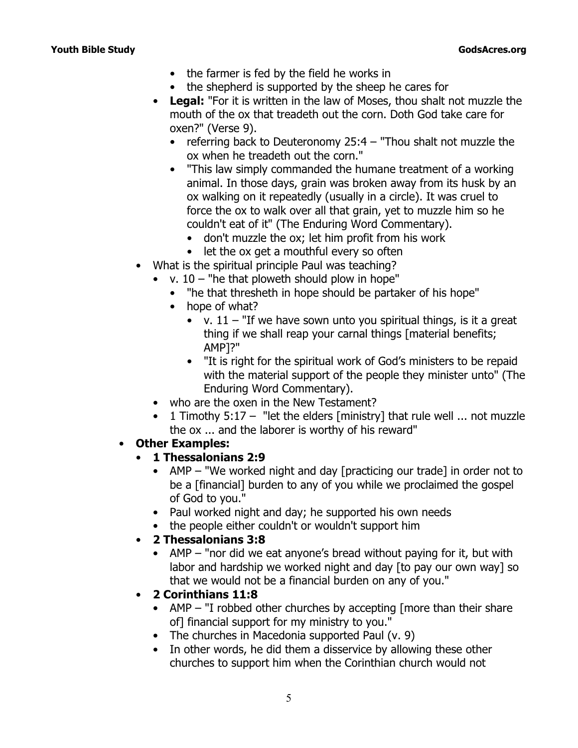- the farmer is fed by the field he works in
- the shepherd is supported by the sheep he cares for

- **Legal:** "For it is written in the law of Moses, thou shalt not muzzle the mouth of the ox that treadeth out the corn. Doth God take care for oxen?" (Verse 9).
  - referring back to Deuteronomy 25:4 – "Thou shalt not muzzle the ox when he treadeth out the corn."
  - "This law simply commanded the humane treatment of a working animal. In those days, grain was broken away from its husk by an ox walking on it repeatedly (usually in a circle). It was cruel to force the ox to walk over all that grain, yet to muzzle him so he couldn't eat of it" (The Enduring Word Commentary).
    - don't muzzle the ox; let him profit from his work
    - let the ox get a mouthful every so often
- What is the spiritual principle Paul was teaching?
  - v. 10 – "he that ploweth should plow in hope"
    - "he that thresheth in hope should be partaker of his hope"
    - hope of what?
      - v. 11 – "If we have sown unto you spiritual things, is it a great thing if we shall reap your carnal things [material benefits; AMP]?"
      - "It is right for the spiritual work of God's ministers to be repaid with the material support of the people they minister unto" (The Enduring Word Commentary).
  - who are the oxen in the New Testament?
  - 1 Timothy 5:17 – "let the elders [ministry] that rule well ... not muzzle the ox ... and the laborer is worthy of his reward"

- **Other Examples:**
  - **1 Thessalonians 2:9**
    - AMP – "We worked night and day [practicing our trade] in order not to be a [financial] burden to any of you while we proclaimed the gospel of God to you."
    - Paul worked night and day; he supported his own needs
    - the people either couldn't or wouldn't support him
  - **2 Thessalonians 3:8**
    - AMP – "nor did we eat anyone's bread without paying for it, but with labor and hardship we worked night and day [to pay our own way] so that we would not be a financial burden on any of you."
  - **2 Corinthians 11:8**
    - AMP – "I robbed other churches by accepting [more than their share of] financial support for my ministry to you."
    - The churches in Macedonia supported Paul (v. 9)
    - In other words, he did them a disservice by allowing these other churches to support him when the Corinthian church would not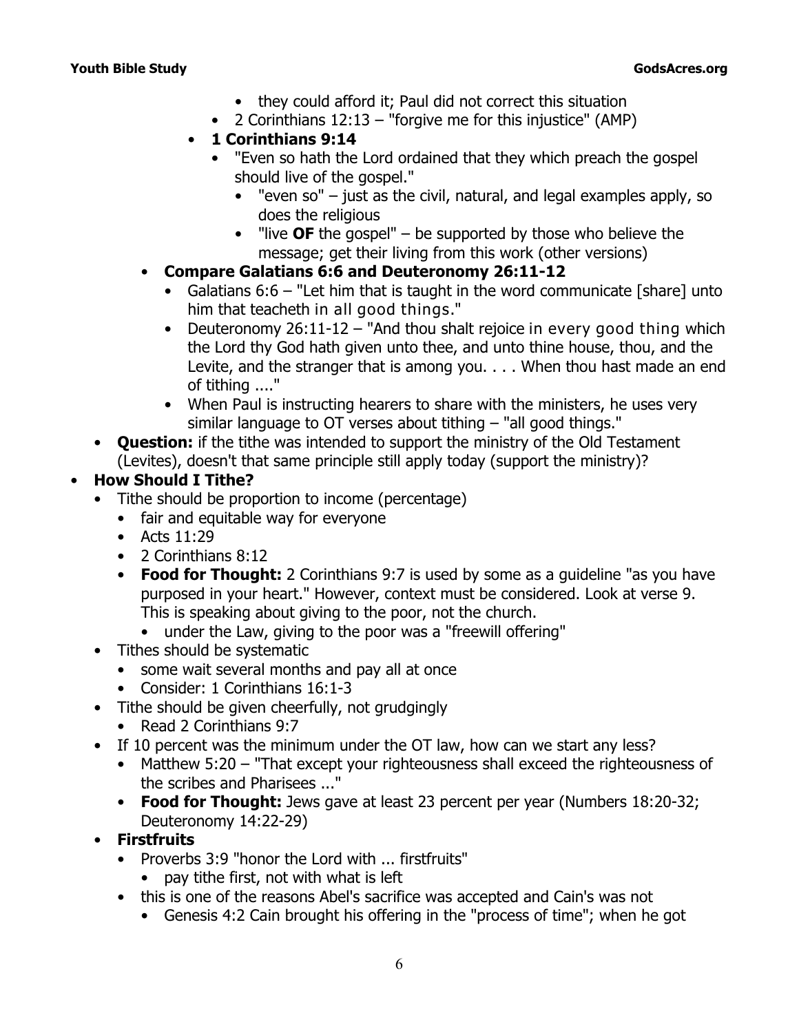- they could afford it; Paul did not correct this situation
    - 2 Corinthians 12:13 – "forgive me for this injustice" (AMP)
    - **1 Corinthians 9:14**
      - "Even so hath the Lord ordained that they which preach the gospel should live of the gospel."
        - "even so" – just as the civil, natural, and legal examples apply, so does the religious
        - "live **OF** the gospel" – be supported by those who believe the message; get their living from this work (other versions)
  - **Compare Galatians 6:6 and Deuteronomy 26:11-12**
    - Galatians 6:6 – "Let him that is taught in the word communicate [share] unto him that teacheth in all good things."
    - Deuteronomy 26:11-12 – "And thou shalt rejoice in every good thing which the Lord thy God hath given unto thee, and unto thine house, thou, and the Levite, and the stranger that is among you. . . . When thou hast made an end of tithing ...."
    - When Paul is instructing hearers to share with the ministers, he uses very similar language to OT verses about tithing – "all good things."
- **Question:** if the tithe was intended to support the ministry of the Old Testament (Levites), doesn't that same principle still apply today (support the ministry)?

- **How Should I Tithe?**
  - Tithe should be proportion to income (percentage)
    - fair and equitable way for everyone
    - Acts 11:29
    - 2 Corinthians 8:12
    - **Food for Thought:** 2 Corinthians 9:7 is used by some as a guideline "as you have purposed in your heart." However, context must be considered. Look at verse 9. This is speaking about giving to the poor, not the church.
      - under the Law, giving to the poor was a "freewill offering"
  - Tithes should be systematic
    - some wait several months and pay all at once
    - Consider: 1 Corinthians 16:1-3
  - Tithe should be given cheerfully, not grudgingly
    - Read 2 Corinthians 9:7
  - If 10 percent was the minimum under the OT law, how can we start any less?
    - Matthew 5:20 – "That except your righteousness shall exceed the righteousness of the scribes and Pharisees ..."
    - **Food for Thought:** Jews gave at least 23 percent per year (Numbers 18:20-32; Deuteronomy 14:22-29)
  - **Firstfruits**
    - Proverbs 3:9 "honor the Lord with ... firstfruits"
      - pay tithe first, not with what is left
    - this is one of the reasons Abel's sacrifice was accepted and Cain's was not
      - Genesis 4:2 Cain brought his offering in the "process of time"; when he got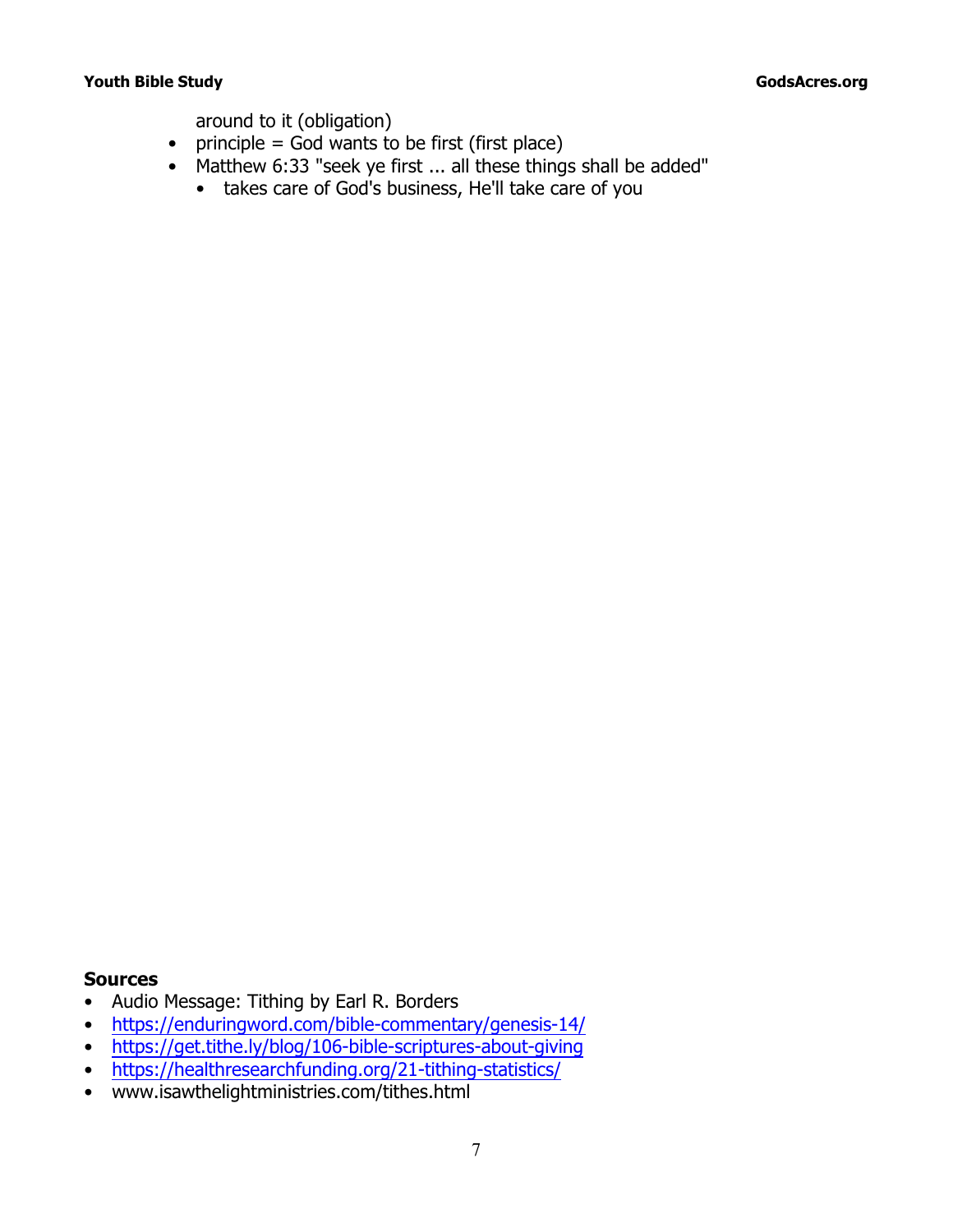around to it (obligation)

- principle = God wants to be first (first place)
- Matthew 6:33 "seek ye first ... all these things shall be added"
    - takes care of God's business, He'll take care of you

**Sources**

- Audio Message: Tithing by Earl R. Borders
- https://enduringword.com/bible-commentary/genesis-14/
- https://get.tithe.ly/blog/106-bible-scriptures-about-giving
- https://healthresearchfunding.org/21-tithing-statistics/
- www.isawthelightministries.com/tithes.html